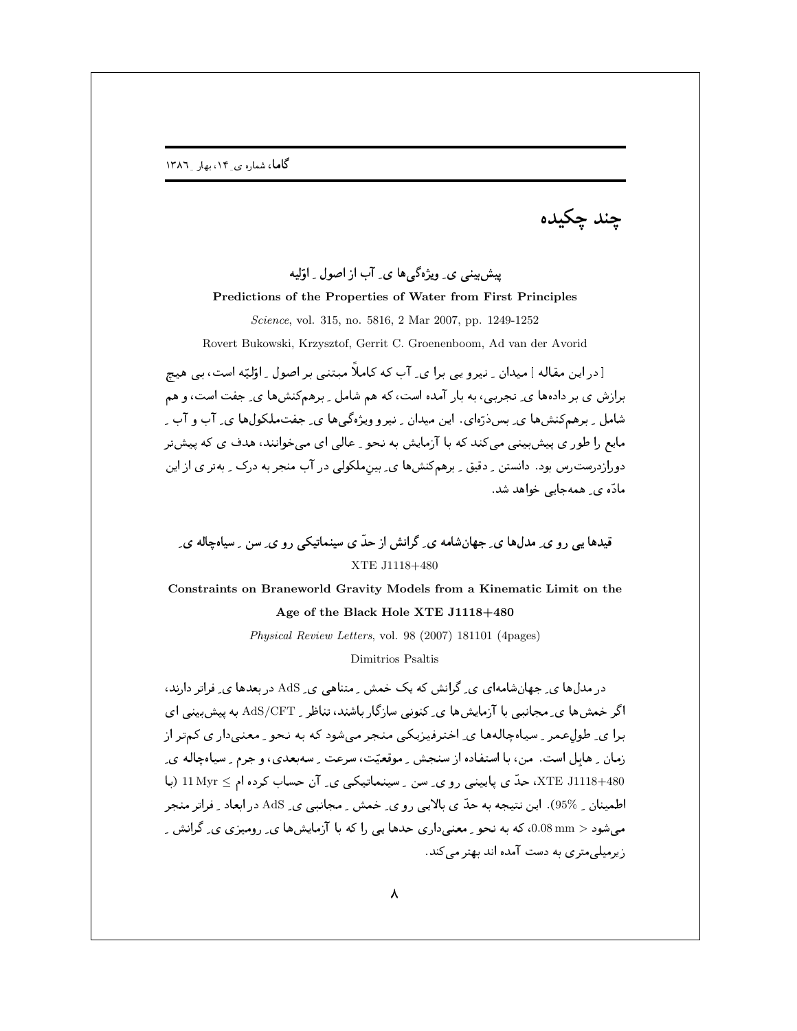# چند چکیده

## پیش‌بینی یِ ویژگی‌ها یِ آب از اصول ِ اوّلیه

**Predictions of the Properties of Water from First Principles**

*Science*, vol. 315, no. 5816, 2 Mar 2007, pp. 1249-1252

Rovert Bukowski, Krzysztof, Gerrit C. Groenenboom, Ad van der Avorid

[ در این مقاله ] میدان ِ نیرو یی برا یِ آب که کاملاً مبتنی بر اصول ِ اوّلیّه است، بی هیچ برازش ی بر داده‌ها یِ تجربی، به بار آمده است، که هم شامل ِ برهم‌کنش‌ها یِ جفت است، و هم شامل ِ برهم‌کنش‌ها یِ بس‌ذرّه‌ای. این میدان ِ نیرو ویژگی‌ها یِ جفت‌ملکول‌ها یِ آب و آب ِ مایع را طور ی پیش‌بینی می‌کند که با آزمایش به نحو ِ عالی ای می‌خوانند، هدف ی که پیش‌تر دورازدسترس بود. دانستن ِ دقیق ِ برهم‌کنش‌ها یِ بین‌ملکولی در آب منجر به درک ِ به‌تر ی از این مادّه یِ همه‌جایی خواهد شد.

## قیدها یی رو یِ مدل‌ها یِ جهان‌شامه یِ گرانش از حدّ یِ سینماتیکی رو یِ سن ِ سیاه‌چاله یِ XTE J1118+480

**Constraints on Braneworld Gravity Models from a Kinematic Limit on the Age of the Black Hole XTE J1118+480**

*Physical Review Letters*, vol. 98 (2007) 181101 (4pages)

Dimitrios Psaltis

در مدل‌ها یِ جهان‌شامه‌ای یِ گرانش که یک خمش ِ متناهی یِ AdS در بعدها یِ فراتر دارند، اگر خمش‌ها یِ مجانبی با آزمایش‌ها یِ کنونی سازگار باشند، تناظر ِ AdS/CFT به پیش‌بینی ای برا یِ طول‌عمر ِ سیاه‌چاله‌ها یِ اخترفیزیکی منجر می‌شود که به نحو ِ معنی‌دار ی کم‌تر از زمان ِ هابل است. من، با استفاده از سنجش ِ موقعیّت، سرعت ِ سه‌بعدی، و جرم ِ سیاه‌چاله یِ XTE J1118+480، حدّ یِ پایینی رو یِ سن ِ سینماتیکی یِ آن حساب کرده ام $\geq 11\,\mathrm{Myr}$ (با اطمینان ِ $95\%$). این نتیجه به حدّ یِ بالایی رو یِ خمش ِ مجانبی یِ AdS در ابعاد ِ فراتر منجر می‌شود $< 0.08\,\mathrm{mm}$، که به نحو ِ معنی‌داری حدها یی را که با آزمایش‌ها یِ رومیزی یِ گرانش ِ زیرمیلی‌متری به دست آمده اند بهتر می‌کند.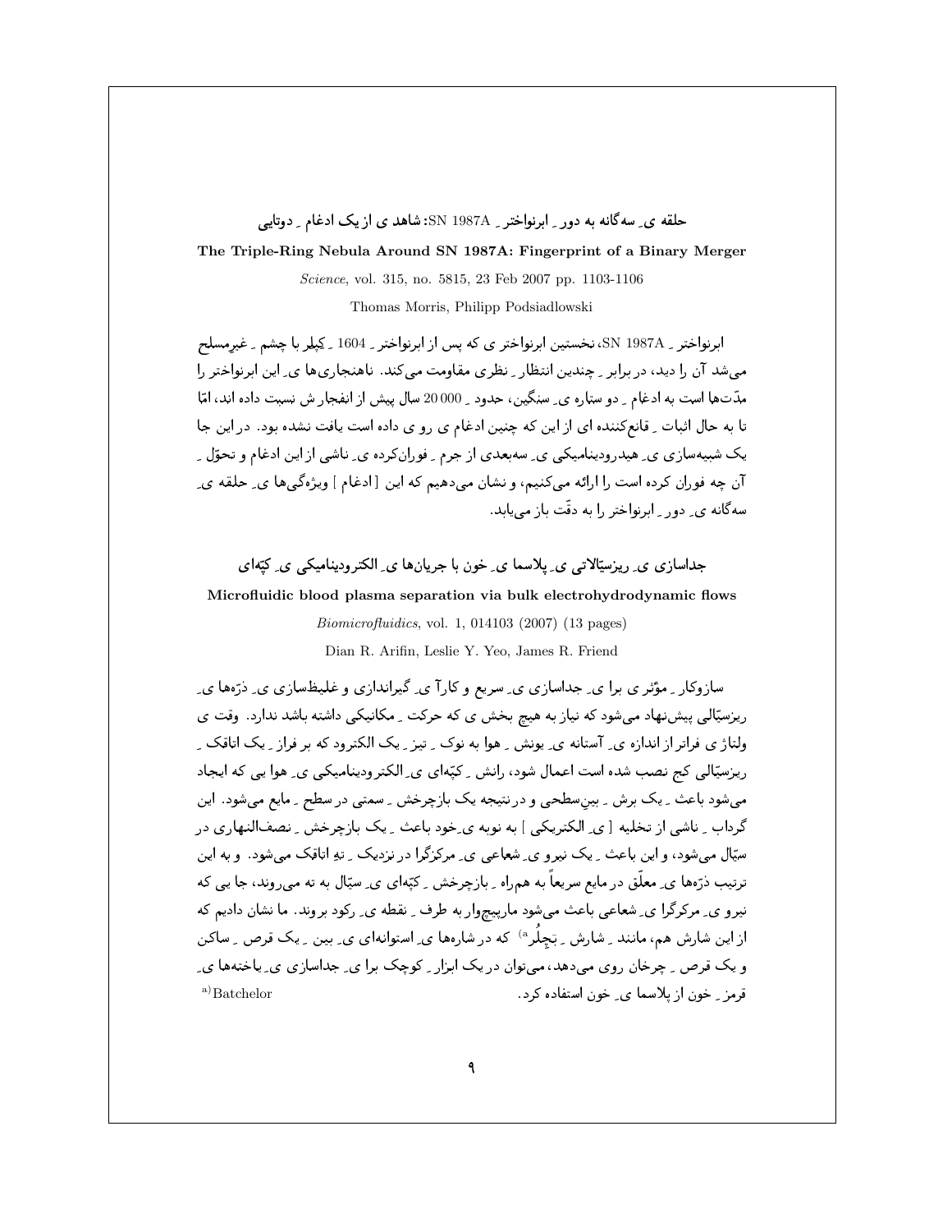## حلقه یِ سه‌گانه به دورِ ابرنواخترِ SN 1987A: شاهد ی از یک ادغامِ دوتایی

**The Triple-Ring Nebula Around SN 1987A: Fingerprint of a Binary Merger**

*Science*, vol. 315, no. 5815, 23 Feb 2007 pp. 1103-1106

Thomas Morris, Philipp Podsiadlowski

ابرنواخترِ SN 1987A، نخستین ابرنواختر ی که پس از ابرنواخترِ 1604 ـِ کِپلر با چشمِ غیرِمسلح می‌شد آن را دید، در برابرِ چندین انتظارِ نظری مقاومت می‌کند. ناهنجاری‌ها یِ این ابرنواختر را مدّت‌ها است به ادغامِ دو ستاره یِ سنگین، حدودِ 20 000 سال پیش از انفجارش نسبت داده اند، امّا تا به حال اثباتِ قانع‌کننده ای از این که چنین ادغام ی رو ی داده است یافت نشده بود. در این جا یک شبیه‌سازی یِ هیدرودینامیکی یِ سه‌بعدی از جرمِ فوران‌کرده یِ ناشی از این ادغام و تحوّلِ آن چه فوران کرده است را ارائه می‌کنیم، و نشان می‌دهیم که این [ ادغام ] ویژگی‌ها یِ حلقه یِ سه‌گانه یِ دورِ ابرنواختر را به دقّت باز می‌یابد.

## جداسازی یِ ریزسیّالاتی یِ پلاسما یِ خون با جریان‌ها یِ الکترودینامیکی یِ کپّه‌ای

**Microfluidic blood plasma separation via bulk electrohydrodynamic flows**

*Biomicrofluidics*, vol. 1, 014103 (2007) (13 pages)

Dian R. Arifin, Leslie Y. Yeo, James R. Friend

سازوکارِ مؤثّر ی برا یِ جداسازی یِ سریع و کارآ یِ گیراندازی و غلیظ‌سازی یِ ذرّه‌ها یِ ریزسیّالی پیش‌نهاد می‌شود که نیاز به هیچ بخش ی که حرکتِ مکانیکی داشته باشد ندارد. وقت ی ولتاژ ی فراتر از اندازه یِ آستانه یِ یونشِ هوا به نوکِ تیزِ یک الکترود که بر فرازِ یک اتاقکِ ریزسیّالی کج نصب شده است اعمال شود، رانشِ کپّه‌ای یِ الکترودینامیکی یِ هوا یی که ایجاد می‌شود باعثِ یک برشِ بینِ‌سطحی و در نتیجه یک بازچرخشِ سمتی در سطحِ مایع می‌شود. این گردابِ ناشی از تخلیه [ یِ الکتریکی ] به نوبه یِ خود باعثِ یک بازچرخشِ نصف‌النهاری در سیّال می‌شود، و این باعثِ یک نیرو یِ شعاعی یِ مرکزگرا در نزدیکِ تهِ اتاقک می‌شود. و به این ترتیب ذرّه‌ها یِ معلّق در مایع سریعاً به هم‌راهِ بازچرخشِ کپّه‌ای یِ سیّال به ته می‌روند، جا یی که نیرو یِ مرکزگرا یِ شعاعی باعث می‌شود مارپیچ‌وار به طرفِ نقطه یِ رکود بروند. ما نشان دادیم که از این شارش هم، مانندِ شارشِ بَچِلُر[a] که در شاره‌ها یِ استوانه‌ای یِ بینِ یک قرصِ ساکن و یک قرصِ چرخان روی می‌دهد، می‌توان در یک ابزارِ کوچک برا یِ جداسازی یِ یاخته‌ها یِ قرمزِ خون از پلاسما یِ خون استفاده کرد.

[a] Batchelor